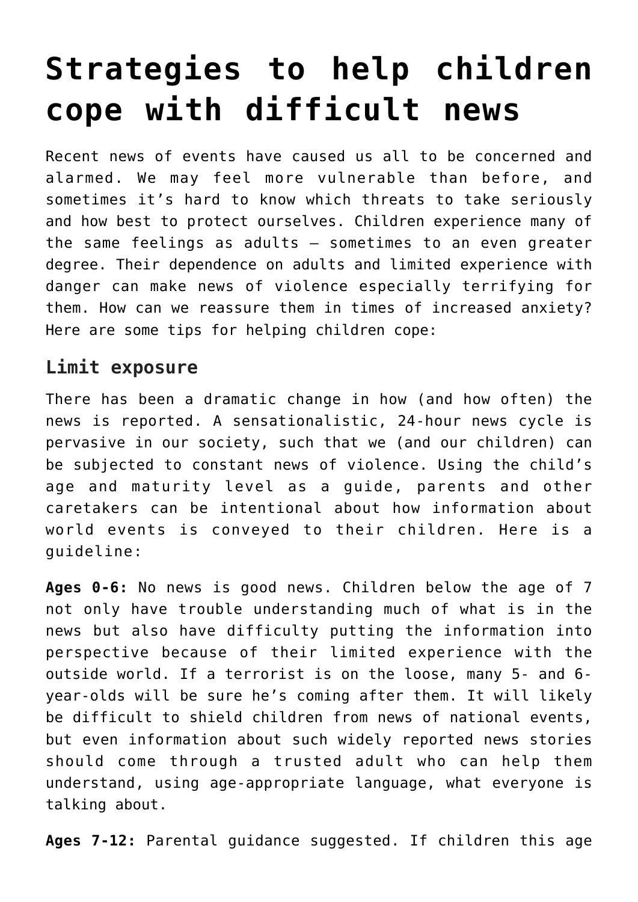# Strategies to help children cope with difficult news

Recent news of events have caused us all to be concerned and alarmed. We may feel more vulnerable than before, and sometimes it's hard to know which threats to take seriously and how best to protect ourselves. Children experience many of the same feelings as adults – sometimes to an even greater degree. Their dependence on adults and limited experience with danger can make news of violence especially terrifying for them. How can we reassure them in times of increased anxiety? Here are some tips for helping children cope:

## Limit exposure

There has been a dramatic change in how (and how often) the news is reported. A sensationalistic, 24-hour news cycle is pervasive in our society, such that we (and our children) can be subjected to constant news of violence. Using the child's age and maturity level as a guide, parents and other caretakers can be intentional about how information about world events is conveyed to their children. Here is a guideline:

**Ages 0-6:** No news is good news. Children below the age of 7 not only have trouble understanding much of what is in the news but also have difficulty putting the information into perspective because of their limited experience with the outside world. If a terrorist is on the loose, many 5- and 6-year-olds will be sure he's coming after them. It will likely be difficult to shield children from news of national events, but even information about such widely reported news stories should come through a trusted adult who can help them understand, using age-appropriate language, what everyone is talking about.

**Ages 7-12:** Parental guidance suggested. If children this age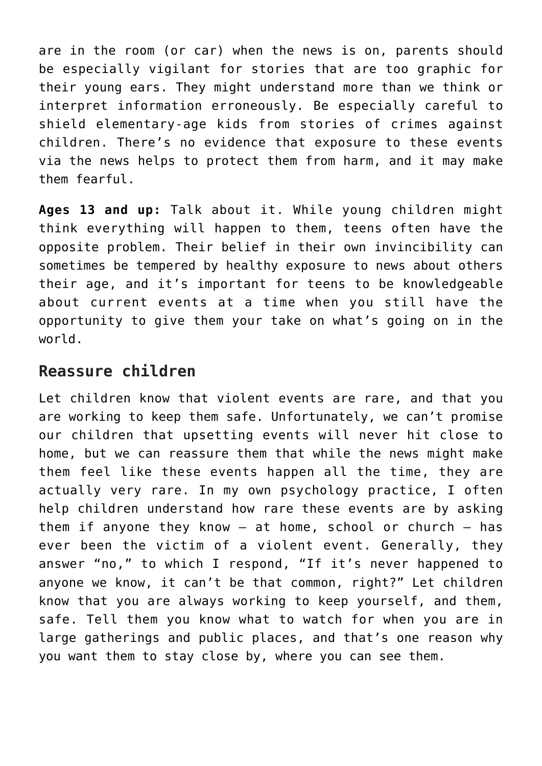are in the room (or car) when the news is on, parents should be especially vigilant for stories that are too graphic for their young ears. They might understand more than we think or interpret information erroneously. Be especially careful to shield elementary-age kids from stories of crimes against children. There's no evidence that exposure to these events via the news helps to protect them from harm, and it may make them fearful.

**Ages 13 and up:** Talk about it. While young children might think everything will happen to them, teens often have the opposite problem. Their belief in their own invincibility can sometimes be tempered by healthy exposure to news about others their age, and it's important for teens to be knowledgeable about current events at a time when you still have the opportunity to give them your take on what's going on in the world.

## Reassure children

Let children know that violent events are rare, and that you are working to keep them safe. Unfortunately, we can't promise our children that upsetting events will never hit close to home, but we can reassure them that while the news might make them feel like these events happen all the time, they are actually very rare. In my own psychology practice, I often help children understand how rare these events are by asking them if anyone they know – at home, school or church – has ever been the victim of a violent event. Generally, they answer "no," to which I respond, "If it's never happened to anyone we know, it can't be that common, right?" Let children know that you are always working to keep yourself, and them, safe. Tell them you know what to watch for when you are in large gatherings and public places, and that's one reason why you want them to stay close by, where you can see them.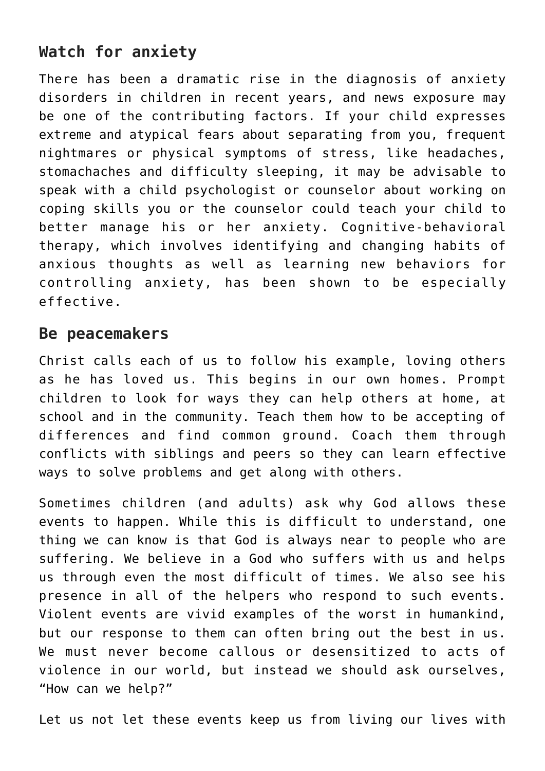## Watch for anxiety

There has been a dramatic rise in the diagnosis of anxiety disorders in children in recent years, and news exposure may be one of the contributing factors. If your child expresses extreme and atypical fears about separating from you, frequent nightmares or physical symptoms of stress, like headaches, stomachaches and difficulty sleeping, it may be advisable to speak with a child psychologist or counselor about working on coping skills you or the counselor could teach your child to better manage his or her anxiety. Cognitive-behavioral therapy, which involves identifying and changing habits of anxious thoughts as well as learning new behaviors for controlling anxiety, has been shown to be especially effective.

## Be peacemakers

Christ calls each of us to follow his example, loving others as he has loved us. This begins in our own homes. Prompt children to look for ways they can help others at home, at school and in the community. Teach them how to be accepting of differences and find common ground. Coach them through conflicts with siblings and peers so they can learn effective ways to solve problems and get along with others.

Sometimes children (and adults) ask why God allows these events to happen. While this is difficult to understand, one thing we can know is that God is always near to people who are suffering. We believe in a God who suffers with us and helps us through even the most difficult of times. We also see his presence in all of the helpers who respond to such events. Violent events are vivid examples of the worst in humankind, but our response to them can often bring out the best in us. We must never become callous or desensitized to acts of violence in our world, but instead we should ask ourselves, “How can we help?”

Let us not let these events keep us from living our lives with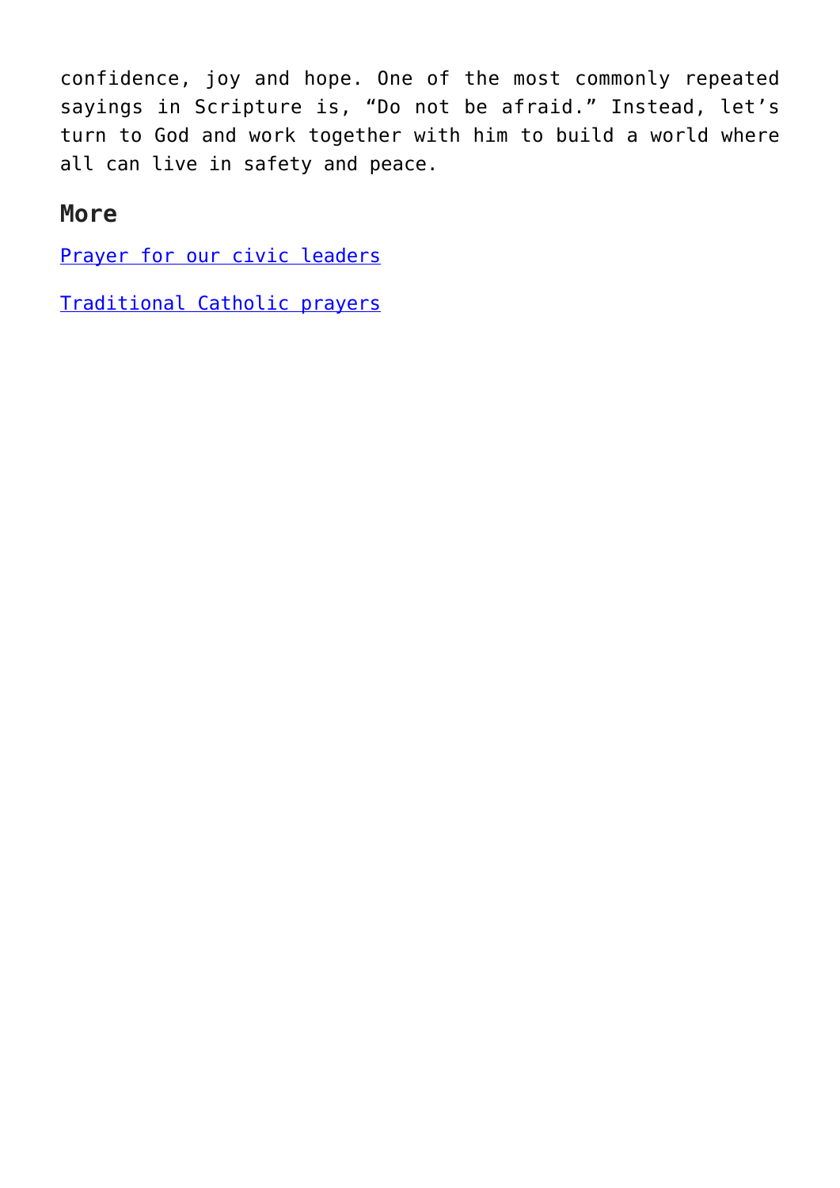confidence, joy and hope. One of the most commonly repeated sayings in Scripture is, "Do not be afraid." Instead, let's turn to God and work together with him to build a world where all can live in safety and peace.

## More

Prayer for our civic leaders

Traditional Catholic prayers